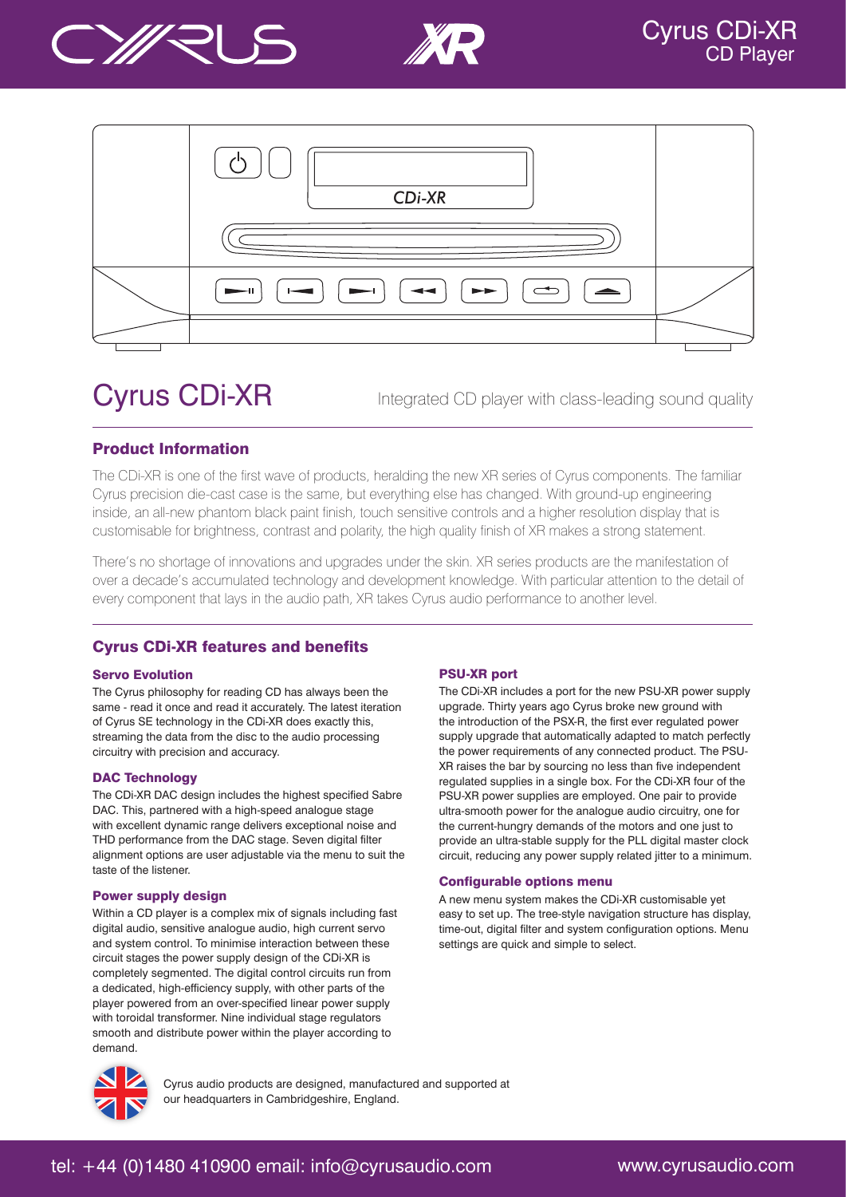Cyrus CDi-XR
CD Player

# Cyrus CDi-XR

Integrated CD player with class-leading sound quality

## Product Information

The CDi-XR is one of the first wave of products, heralding the new XR series of Cyrus components. The familiar Cyrus precision die-cast case is the same, but everything else has changed. With ground-up engineering inside, an all-new phantom black paint finish, touch sensitive controls and a higher resolution display that is customisable for brightness, contrast and polarity, the high quality finish of XR makes a strong statement.

There's no shortage of innovations and upgrades under the skin. XR series products are the manifestation of over a decade's accumulated technology and development knowledge. With particular attention to the detail of every component that lays in the audio path, XR takes Cyrus audio performance to another level.

## Cyrus CDi-XR features and benefits

### Servo Evolution

The Cyrus philosophy for reading CD has always been the same - read it once and read it accurately. The latest iteration of Cyrus SE technology in the CDi-XR does exactly this, streaming the data from the disc to the audio processing circuitry with precision and accuracy.

### DAC Technology

The CDi-XR DAC design includes the highest specified Sabre DAC. This, partnered with a high-speed analogue stage with excellent dynamic range delivers exceptional noise and THD performance from the DAC stage. Seven digital filter alignment options are user adjustable via the menu to suit the taste of the listener.

### Power supply design

Within a CD player is a complex mix of signals including fast digital audio, sensitive analogue audio, high current servo and system control. To minimise interaction between these circuit stages the power supply design of the CDi-XR is completely segmented. The digital control circuits run from a dedicated, high-efficiency supply, with other parts of the player powered from an over-specified linear power supply with toroidal transformer. Nine individual stage regulators smooth and distribute power within the player according to demand.

### PSU-XR port

The CDi-XR includes a port for the new PSU-XR power supply upgrade. Thirty years ago Cyrus broke new ground with the introduction of the PSX-R, the first ever regulated power supply upgrade that automatically adapted to match perfectly the power requirements of any connected product. The PSU-XR raises the bar by sourcing no less than five independent regulated supplies in a single box. For the CDi-XR four of the PSU-XR power supplies are employed. One pair to provide ultra-smooth power for the analogue audio circuitry, one for the current-hungry demands of the motors and one just to provide an ultra-stable supply for the PLL digital master clock circuit, reducing any power supply related jitter to a minimum.

### Configurable options menu

A new menu system makes the CDi-XR customisable yet easy to set up. The tree-style navigation structure has display, time-out, digital filter and system configuration options. Menu settings are quick and simple to select.

Cyrus audio products are designed, manufactured and supported at our headquarters in Cambridgeshire, England.

tel: +44 (0)1480 410900 email: info@cyrusaudio.com www.cyrusaudio.com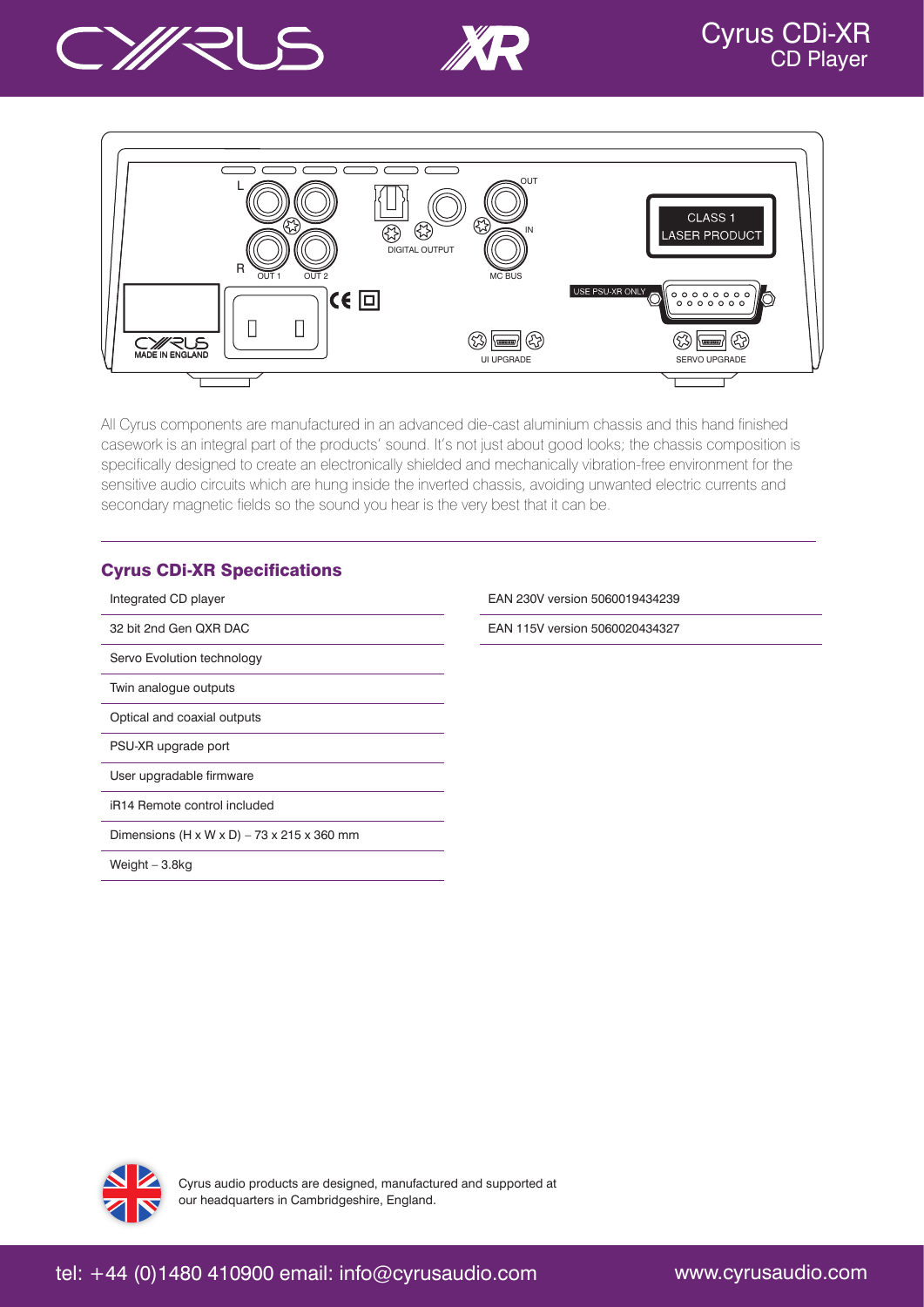All Cyrus components are manufactured in an advanced die-cast aluminium chassis and this hand finished casework is an integral part of the products' sound. It's not just about good looks; the chassis composition is specifically designed to create an electronically shielded and mechanically vibration-free environment for the sensitive audio circuits which are hung inside the inverted chassis, avoiding unwanted electric currents and secondary magnetic fields so the sound you hear is the very best that it can be.

## Cyrus CDi-XR Specifications

| | |
|---|---|
| Integrated CD player | EAN 230V version 5060019434239 |
| 32 bit 2nd Gen QXR DAC | EAN 115V version 5060020434327 |
| Servo Evolution technology | |
| Twin analogue outputs | |
| Optical and coaxial outputs | |
| PSU-XR upgrade port | |
| User upgradable firmware | |
| iR14 Remote control included | |
| Dimensions (H x W x D) – 73 x 215 x 360 mm | |
| Weight – 3.8kg | |

Cyrus audio products are designed, manufactured and supported at our headquarters in Cambridgeshire, England.

tel: +44 (0)1480 410900 email: info@cyrusaudio.com

www.cyrusaudio.com